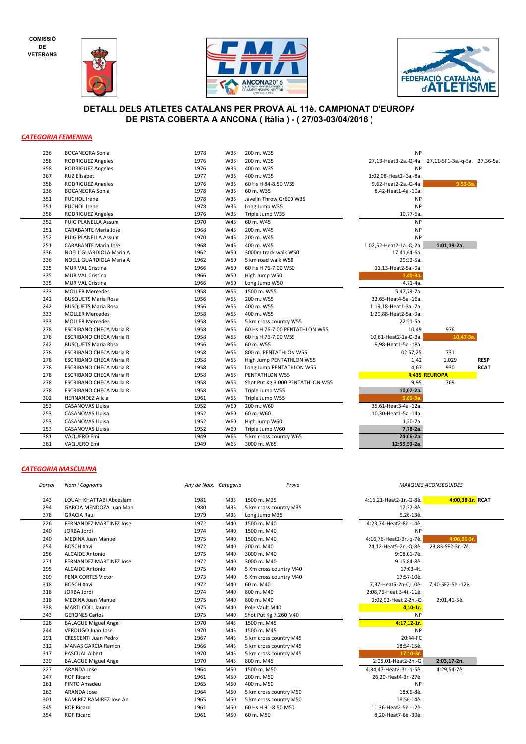COMISSIÓ DE VETERANS

## DETALL DELS ATLETES CATALANS PER PROVA AL 11è. CAMPIONAT D'EUROPA DE PISTA COBERTA A ANCONA ( Itàlia ) - ( 27/03-03/04/2016 )

### *CATEGORIA FEMENINA*

| Dorsal | Nom i Cognoms | Any de Naix. | Categoria | Prova | Marques aconseguides | | | |
|---|---|---|---|---|---|---|---|---|
| 236 | BOCANEGRA Sonia | 1978 | W35 | 200 m. W35 | NP | | | |
| 358 | RODRIGUEZ Angeles | 1976 | W35 | 200 m. W35 | 27,13-Heat3-2a.-Q-4a. | 27,11-SF1-3a.-q-5a. | 27,36-5a. | |
| 358 | RODRIGUEZ Angeles | 1976 | W35 | 400 m. W35 | NP | | | |
| 367 | RUZ Elisabet | 1977 | W35 | 400 m. W35 | 1:02,08-Heat2- 3a.-8a. | | | |
| 358 | RODRIGUEZ Angeles | 1976 | W35 | 60 Hs H 84-8.50 W35 | 9,62-Heat2-2a.-Q-4a. | 9,53-3a. | | |
| 236 | BOCANEGRA Sonia | 1978 | W35 | 60 m. W35 | 8,42-Heat1-4a.-10a. | | | |
| 351 | PUCHOL Irene | 1978 | W35 | Javelin Throw Gr600 W35 | NP | | | |
| 351 | PUCHOL Irene | 1978 | W35 | Long Jump W35 | NP | | | |
| 358 | RODRIGUEZ Angeles | 1976 | W35 | Triple Jump W35 | 10,77-6a. | | | |
| 352 | PUIG PLANELLA Assum | 1970 | W45 | 60 m. W45 | NP | | | |
| 251 | CARABANTE Maria Jose | 1968 | W45 | 200 m. W45 | NP | | | |
| 352 | PUIG PLANELLA Assum | 1970 | W45 | 200 m. W45 | NP | | | |
| 251 | CARABANTE Maria Jose | 1968 | W45 | 400 m. W45 | 1:02,52-Heat2-1a.-Q-2a. | 1:01,19-2a. | | |
| 336 | NOELL GUARDIOLA Maria A | 1962 | W50 | 3000m track walk W50 | 17:41,64-6a. | | | |
| 336 | NOELL GUARDIOLA Maria A | 1962 | W50 | 5 km road walk W50 | 29:32-5a. | | | |
| 335 | MUR VAL Cristina | 1966 | W50 | 60 Hs H 76-7.00 W50 | 11,13-Heat2-5a.-9a. | | | |
| 335 | MUR VAL Cristina | 1966 | W50 | High Jump W50 | 1,40-3a. | | | |
| 335 | MUR VAL Cristina | 1966 | W50 | Long Jump W50 | 4,71-4a. | | | |
| 333 | MOLLER Mercedes | 1958 | W55 | 1500 m. W55 | 5:47,79-7a. | | | |
| 242 | BUSQUETS Maria Rosa | 1956 | W55 | 200 m. W55 | 32,65-Heat4-5a.-16a. | | | |
| 242 | BUSQUETS Maria Rosa | 1956 | W55 | 400 m. W55 | 1:19,18-Heat1-3a.-7a. | | | |
| 333 | MOLLER Mercedes | 1958 | W55 | 400 m. W55 | 1:20,88-Heat2-5a.-9a. | | | |
| 333 | MOLLER Mercedes | 1958 | W55 | 5 km cross country W55 | 22:51-5a. | | | |
| 278 | ESCRIBANO CHECA Maria R | 1958 | W55 | 60 Hs H 76-7.00 PENTATHLON W55 | 10,49 | 976 | | |
| 278 | ESCRIBANO CHECA Maria R | 1958 | W55 | 60 Hs H 76-7.00 W55 | 10,61-Heat2-1a-Q-3a. | 10,47-3a. | | |
| 242 | BUSQUETS Maria Rosa | 1956 | W55 | 60 m. W55 | 9,98-Heat1-5a.-18a. | | | |
| 278 | ESCRIBANO CHECA Maria R | 1958 | W55 | 800 m. PENTATHLON W55 | 02:57,25 | 731 | | |
| 278 | ESCRIBANO CHECA Maria R | 1958 | W55 | High Jump PENTATHLON W55 | 1,42 | 1.029 | RESP | |
| 278 | ESCRIBANO CHECA Maria R | 1958 | W55 | Long Jump PENTATHLON W55 | 4,67 | 930 | RCAT | |
| 278 | ESCRIBANO CHECA Maria R | 1958 | W55 | PENTATHLON W55 | 4.435 REUROPA | | | |
| 278 | ESCRIBANO CHECA Maria R | 1958 | W55 | Shot Put Kg 3.000 PENTATHLON W55 | 9,95 | 769 | | |
| 278 | ESCRIBANO CHECA Maria R | 1958 | W55 | Triple Jump W55 | 10,02-2a. | | | |
| 302 | HERNANDEZ Alicia | 1961 | W55 | Triple Jump W55 | 9,60-3a. | | | |
| 253 | CASANOVAS Lluisa | 1952 | W60 | 200 m. W60 | 35,61-Heat3-4a.-12a. | | | |
| 253 | CASANOVAS Lluisa | 1952 | W60 | 60 m. W60 | 10,30-Heat1-5a.-14a. | | | |
| 253 | CASANOVAS Lluisa | 1952 | W60 | High Jump W60 | 1,20-7a. | | | |
| 253 | CASANOVAS Lluisa | 1952 | W60 | Triple Jump W60 | 7,78-2a. | | | |
| 381 | VAQUERO Emi | 1949 | W65 | 5 km cross country W65 | 24:06-2a. | | | |
| 381 | VAQUERO Emi | 1949 | W65 | 3000 m. W65 | 12:55,50-2a. | | | |

### *CATEGORIA MASCULINA*

| *Dorsal* | *Nom i Cognoms* | *Any de Naix.* | *Categoria* | *Prova* | *MARQUES ACONSEGUIDES* | | |
|---|---|---|---|---|---|---|---|
| 243 | LOUAH KHATTABI Abdeslam | 1981 | M35 | 1500 m. M35 | 4:16,21-Heat2-1r.-Q-8è. | 4:00,38-1r. | RCAT |
| 294 | GARCIA MENDOZA Juan Man | 1980 | M35 | 5 km cross country M35 | 17:37-8è. | | |
| 378 | GRACIA Raul | 1979 | M35 | Long Jump M35 | 5,26-13è. | | |
| 226 | FERNANDEZ MARTINEZ Jose | 1972 | M40 | 1500 m. M40 | 4:23,74-Heat2-8è.-14è. | | |
| 240 | JORBA Jordi | 1974 | M40 | 1500 m. M40 | NP | | |
| 240 | MEDINA Juan Manuel | 1975 | M40 | 1500 m. M40 | 4:16,76-Heat2-3r.-q-7è. | 4:06,90-3r. | |
| 254 | BOSCH Xavi | 1972 | M40 | 200 m. M40 | 24,12-Heat5-2n.-Q-8è. | 23,83-SF2-3r.-7è. | |
| 256 | ALCAIDE Antonio | 1975 | M40 | 3000 m. M40 | 9:08,01-7è. | | |
| 271 | FERNANDEZ MARTINEZ Jose | 1972 | M40 | 3000 m. M40 | 9:15,84-8è. | | |
| 295 | ALCAIDE Antonio | 1975 | M40 | 5 Km cross country M40 | 17:03-4t. | | |
| 309 | PENA CORTES Victor | 1973 | M40 | 5 Km cross country M40 | 17:57-10è. | | |
| 318 | BOSCH Xavi | 1972 | M40 | 60 m. M40 | 7,37-Heat5-2n-Q-10è. | 7,40-SF2-5è.-12è. | |
| 318 | JORBA Jordi | 1974 | M40 | 800 m. M40 | 2:08,76-Heat 3-4t.-11è. | | |
| 318 | MEDINA Juan Manuel | 1975 | M40 | 800 m. M40 | 2:02,92-Heat 2-2n.-Q | 2:01,41-5è. | |
| 338 | MARTI COLL Jaume | 1975 | M40 | Pole Vault M40 | 4,10-1r. | | |
| 343 | GERONES Carlos | 1975 | M40 | Shot Put Kg 7.260 M40 | NP | | |
| 228 | BALAGUE Miguel Angel | 1970 | M45 | 1500 m. M45 | 4:17,12-1r. | | |
| 244 | VERDUGO Juan Jose | 1970 | M45 | 1500 m. M45 | NP | | |
| 291 | CRESCENTI Juan Pedro | 1967 | M45 | 5 km cross country M45 | 20:44-FC | | |
| 312 | MANAS GARCIA Ramon | 1966 | M45 | 5 km cross country M45 | 18:54-15è. | | |
| 317 | PASCUAL Albert | 1970 | M45 | 5 km cross country M45 | 17:10-3r. | | |
| 339 | BALAGUE Miguel Angel | 1970 | M45 | 800 m. M45 | 2:05,01-Heat2-2n.-Q | 2:03,17-2n. | |
| 227 | ARANDA Jose | 1964 | M50 | 1500 m. M50 | 4:34,47-Heat2-3r.-q-5è. | 4:29,54-7è. | |
| 247 | ROF Ricard | 1961 | M50 | 200 m. M50 | 26,20-Heat4-3r.-27è. | | |
| 261 | PINTO Amadeu | 1965 | M50 | 400 m. M50 | NP | | |
| 263 | ARANDA Jose | 1964 | M50 | 5 km cross country M50 | 18:06-8è. | | |
| 301 | RAMIREZ RAMIREZ Jose An | 1965 | M50 | 5 km cross country M50 | 18:56-14è. | | |
| 345 | ROF Ricard | 1961 | M50 | 60 Hs H 91-8.50 M50 | 11,36-Heat2-5è.-12è. | | |
| 354 | ROF Ricard | 1961 | M50 | 60 m. M50 | 8,20-Heat7-6è.-39è. | | |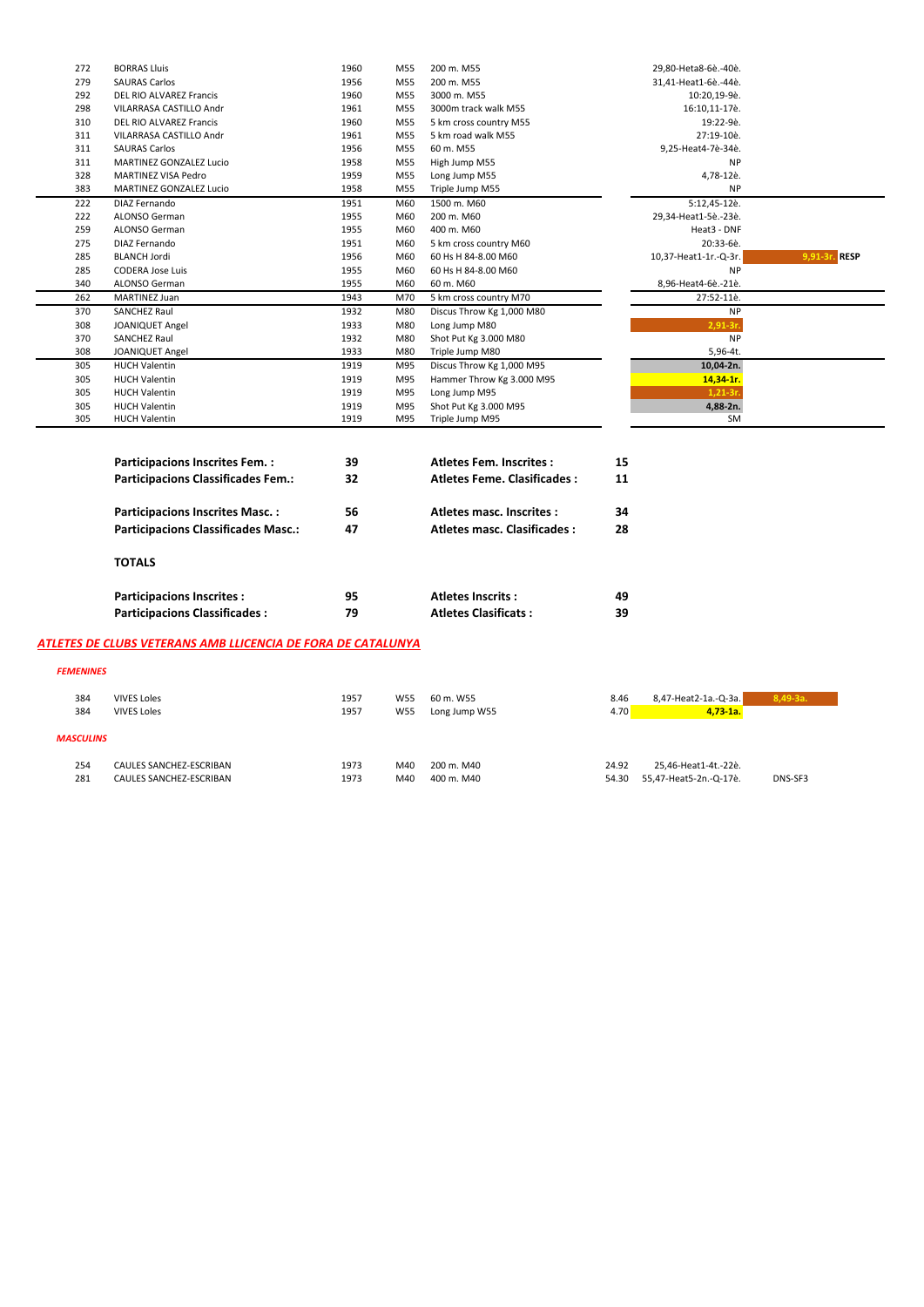| | | | | | | | |
|---|---|---|---|---|---|---|---|
| 272 | BORRAS Lluis | 1960 | M55 | 200 m. M55 | | 29,80-Heta8-6è.-40è. | |
| 279 | SAURAS Carlos | 1956 | M55 | 200 m. M55 | | 31,41-Heat1-6è.-44è. | |
| 292 | DEL RIO ALVAREZ Francis | 1960 | M55 | 3000 m. M55 | | 10:20,19-9è. | |
| 298 | VILARRASA CASTILLO Andr | 1961 | M55 | 3000m track walk M55 | | 16:10,11-17è. | |
| 310 | DEL RIO ALVAREZ Francis | 1960 | M55 | 5 km cross country M55 | | 19:22-9è. | |
| 311 | VILARRASA CASTILLO Andr | 1961 | M55 | 5 km road walk M55 | | 27:19-10è. | |
| 311 | SAURAS Carlos | 1956 | M55 | 60 m. M55 | | 9,25-Heat4-7è-34è. | |
| 311 | MARTINEZ GONZALEZ Lucio | 1958 | M55 | High Jump M55 | | NP | |
| 328 | MARTINEZ VISA Pedro | 1959 | M55 | Long Jump M55 | | 4,78-12è. | |
| 383 | MARTINEZ GONZALEZ Lucio | 1958 | M55 | Triple Jump M55 | | NP | |
| 222 | DIAZ Fernando | 1951 | M60 | 1500 m. M60 | | 5:12,45-12è. | |
| 222 | ALONSO German | 1955 | M60 | 200 m. M60 | | 29,34-Heat1-5è.-23è. | |
| 259 | ALONSO German | 1955 | M60 | 400 m. M60 | | Heat3 - DNF | |
| 275 | DIAZ Fernando | 1951 | M60 | 5 km cross country M60 | | 20:33-6è. | |
| 285 | BLANCH Jordi | 1956 | M60 | 60 Hs H 84-8.00 M60 | | 10,37-Heat1-1r.-Q-3r. | 9,91-3r. RESP |
| 285 | CODERA Jose Luis | 1955 | M60 | 60 Hs H 84-8.00 M60 | | NP | |
| 340 | ALONSO German | 1955 | M60 | 60 m. M60 | | 8,96-Heat4-6è.-21è. | |
| 262 | MARTINEZ Juan | 1943 | M70 | 5 km cross country M70 | | 27:52-11è. | |
| 370 | SANCHEZ Raul | 1932 | M80 | Discus Throw Kg 1,000 M80 | | NP | |
| 308 | JOANIQUET Angel | 1933 | M80 | Long Jump M80 | | 2,91-3r. | |
| 370 | SANCHEZ Raul | 1932 | M80 | Shot Put Kg 3.000 M80 | | NP | |
| 308 | JOANIQUET Angel | 1933 | M80 | Triple Jump M80 | | 5,96-4t. | |
| 305 | HUCH Valentin | 1919 | M95 | Discus Throw Kg 1,000 M95 | | 10,04-2n. | |
| 305 | HUCH Valentin | 1919 | M95 | Hammer Throw Kg 3.000 M95 | | 14,34-1r. | |
| 305 | HUCH Valentin | 1919 | M95 | Long Jump M95 | | 1,21-3r. | |
| 305 | HUCH Valentin | 1919 | M95 | Shot Put Kg 3.000 M95 | | 4,88-2n. | |
| 305 | HUCH Valentin | 1919 | M95 | Triple Jump M95 | | SM | |

| | | | |
|---|---|---|---|
| **Participacions Inscrites Fem. :** | **39** | **Atletes Fem. Inscrites :** | **15** |
| **Participacions Classificades Fem.:** | **32** | **Atletes Feme. Clasificades :** | **11** |
| **Participacions Inscrites Masc. :** | **56** | **Atletes masc. Inscrites :** | **34** |
| **Participacions Classificades Masc.:** | **47** | **Atletes masc. Clasificades :** | **28** |

**TOTALS**

| | | | |
|---|---|---|---|
| **Participacions Inscrites :** | **95** | **Atletes Inscrits :** | **49** |
| **Participacions Classificades :** | **79** | **Atletes Clasificats :** | **39** |

## *ATLETES DE CLUBS VETERANS AMB LLICENCIA DE FORA DE CATALUNYA*

***FEMENINES***

| | | | | | | | |
|---|---|---|---|---|---|---|---|
| 384 | VIVES Loles | 1957 | W55 | 60 m. W55 | 8.46 | 8,47-Heat2-1a.-Q-3a. | 8,49-3a. |
| 384 | VIVES Loles | 1957 | W55 | Long Jump W55 | 4.70 | 4,73-1a. | |

***MASCULINS***

| | | | | | | | |
|---|---|---|---|---|---|---|---|
| 254 | CAULES SANCHEZ-ESCRIBAN | 1973 | M40 | 200 m. M40 | 24.92 | 25,46-Heat1-4t.-22è. | |
| 281 | CAULES SANCHEZ-ESCRIBAN | 1973 | M40 | 400 m. M40 | 54.30 | 55,47-Heat5-2n.-Q-17è. | DNS-SF3 |